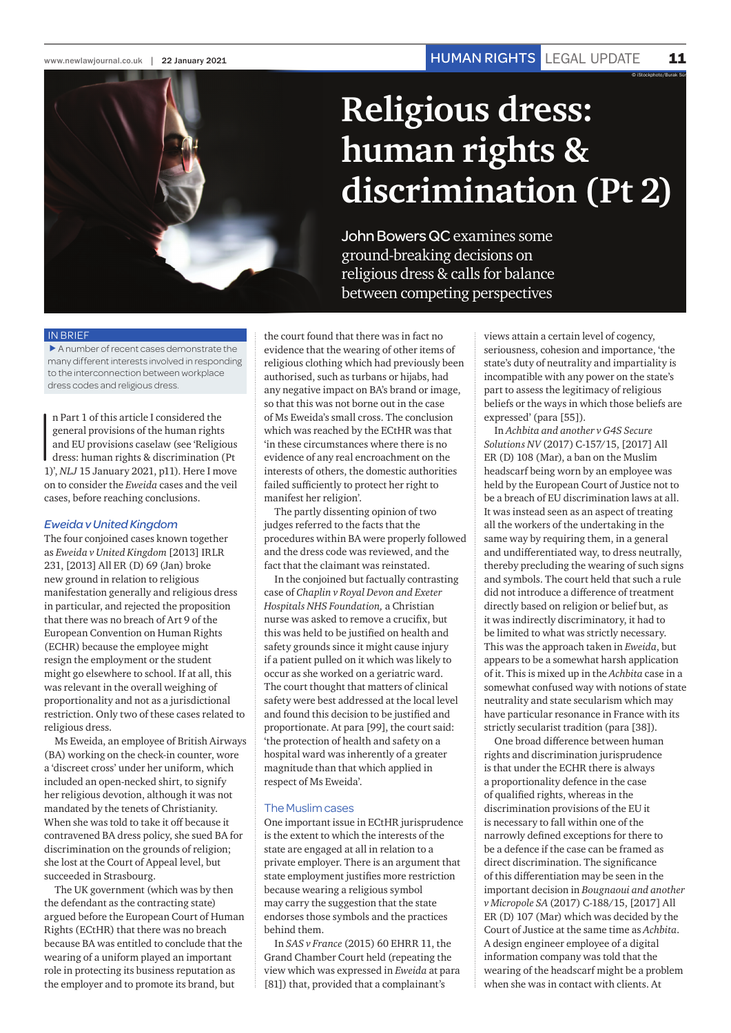# Religious dress: human rights & discrimination (Pt 2)

John Bowers QC examines some ground-breaking decisions on religious dress & calls for balance between competing perspectives

IN BRIEF

- A number of recent cases demonstrate the many different interests involved in responding to the interconnection between workplace dress codes and religious dress.

In Part 1 of this article I considered the general provisions of the human rights and EU provisions caselaw (see 'Religious dress: human rights & discrimination (Pt 1)', *NLJ* 15 January 2021, p11). Here I move on to consider the *Eweida* cases and the veil cases, before reaching conclusions.

## *Eweida v United Kingdom*

The four conjoined cases known together as *Eweida v United Kingdom* [2013] IRLR 231, [2013] All ER (D) 69 (Jan) broke new ground in relation to religious manifestation generally and religious dress in particular, and rejected the proposition that there was no breach of Art 9 of the European Convention on Human Rights (ECHR) because the employee might resign the employment or the student might go elsewhere to school. If at all, this was relevant in the overall weighing of proportionality and not as a jurisdictional restriction. Only two of these cases related to religious dress.

Ms Eweida, an employee of British Airways (BA) working on the check-in counter, wore a 'discreet cross' under her uniform, which included an open-necked shirt, to signify her religious devotion, although it was not mandated by the tenets of Christianity. When she was told to take it off because it contravened BA dress policy, she sued BA for discrimination on the grounds of religion; she lost at the Court of Appeal level, but succeeded in Strasbourg.

The UK government (which was by then the defendant as the contracting state) argued before the European Court of Human Rights (ECtHR) that there was no breach because BA was entitled to conclude that the wearing of a uniform played an important role in protecting its business reputation as the employer and to promote its brand, but the court found that there was in fact no evidence that the wearing of other items of religious clothing which had previously been authorised, such as turbans or hijabs, had any negative impact on BA's brand or image, so that this was not borne out in the case of Ms Eweida's small cross. The conclusion which was reached by the ECtHR was that 'in these circumstances where there is no evidence of any real encroachment on the interests of others, the domestic authorities failed sufficiently to protect her right to manifest her religion'.

The partly dissenting opinion of two judges referred to the facts that the procedures within BA were properly followed and the dress code was reviewed, and the fact that the claimant was reinstated.

In the conjoined but factually contrasting case of *Chaplin v Royal Devon and Exeter Hospitals NHS Foundation*, a Christian nurse was asked to remove a crucifix, but this was held to be justified on health and safety grounds since it might cause injury if a patient pulled on it which was likely to occur as she worked on a geriatric ward. The court thought that matters of clinical safety were best addressed at the local level and found this decision to be justified and proportionate. At para [99], the court said: 'the protection of health and safety on a hospital ward was inherently of a greater magnitude than that which applied in respect of Ms Eweida'.

## The Muslim cases

One important issue in ECtHR jurisprudence is the extent to which the interests of the state are engaged at all in relation to a private employer. There is an argument that state employment justifies more restriction because wearing a religious symbol may carry the suggestion that the state endorses those symbols and the practices behind them.

In *SAS v France* (2015) 60 EHRR 11, the Grand Chamber Court held (repeating the view which was expressed in *Eweida* at para [81]) that, provided that a complainant's views attain a certain level of cogency, seriousness, cohesion and importance, 'the state's duty of neutrality and impartiality is incompatible with any power on the state's part to assess the legitimacy of religious beliefs or the ways in which those beliefs are expressed' (para [55]).

In *Achbita and another v G4S Secure Solutions NV* (2017) C-157/15, [2017] All ER (D) 108 (Mar), a ban on the Muslim headscarf being worn by an employee was held by the European Court of Justice not to be a breach of EU discrimination laws at all. It was instead seen as an aspect of treating all the workers of the undertaking in the same way by requiring them, in a general and undifferentiated way, to dress neutrally, thereby precluding the wearing of such signs and symbols. The court held that such a rule did not introduce a difference of treatment directly based on religion or belief but, as it was indirectly discriminatory, it had to be limited to what was strictly necessary. This was the approach taken in *Eweida*, but appears to be a somewhat harsh application of it. This is mixed up in the *Achbita* case in a somewhat confused way with notions of state neutrality and state secularism which may have particular resonance in France with its strictly secularist tradition (para [38]).

One broad difference between human rights and discrimination jurisprudence is that under the ECHR there is always a proportionality defence in the case of qualified rights, whereas in the discrimination provisions of the EU it is necessary to fall within one of the narrowly defined exceptions for there to be a defence if the case can be framed as direct discrimination. The significance of this differentiation may be seen in the important decision in *Bougnaoui and another v Micropole SA* (2017) C-188/15, [2017] All ER (D) 107 (Mar) which was decided by the Court of Justice at the same time as *Achbita*. A design engineer employee of a digital information company was told that the wearing of the headscarf might be a problem when she was in contact with clients. At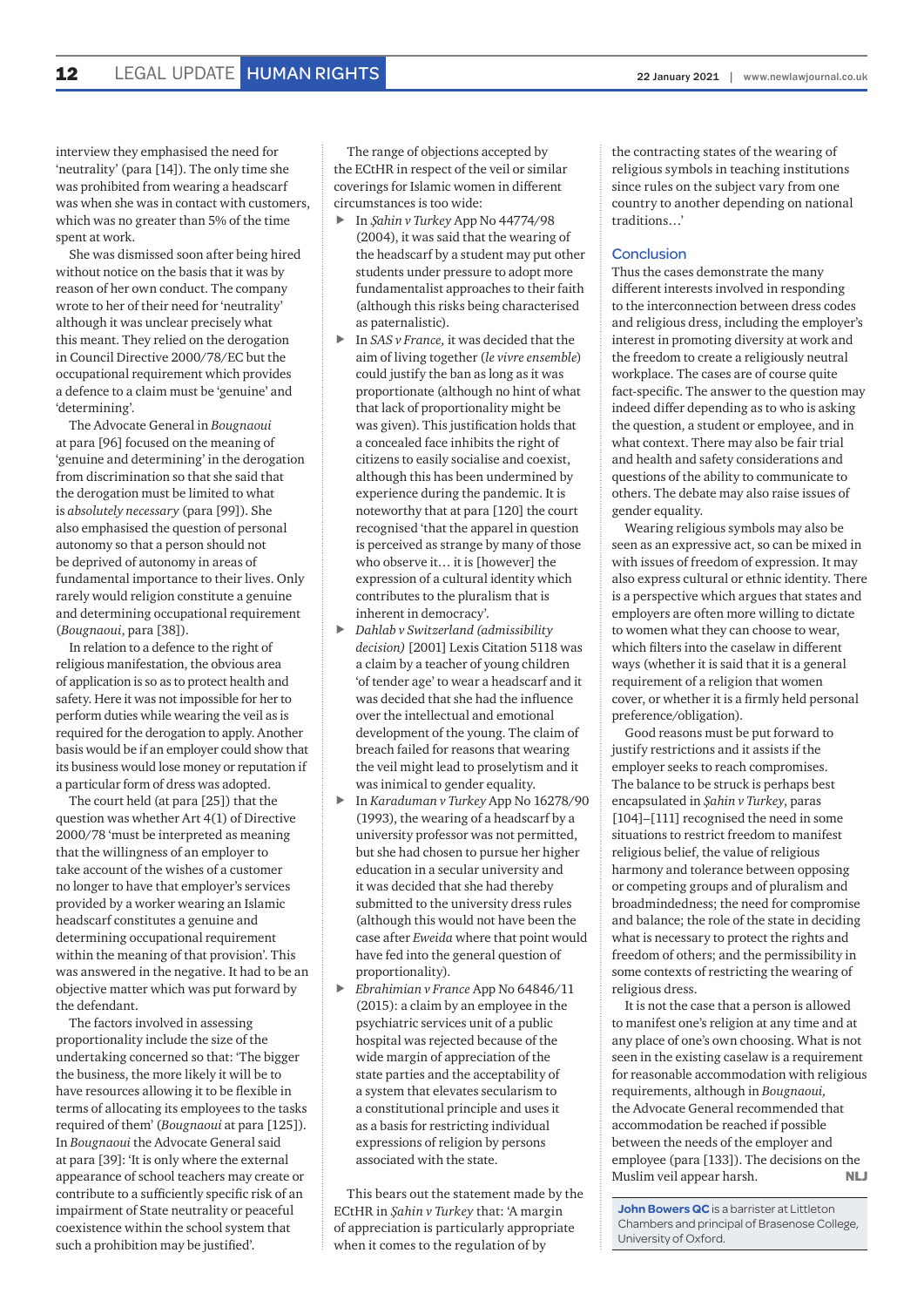interview they emphasised the need for 'neutrality' (para [14]). The only time she was prohibited from wearing a headscarf was when she was in contact with customers, which was no greater than 5% of the time spent at work.

She was dismissed soon after being hired without notice on the basis that it was by reason of her own conduct. The company wrote to her of their need for 'neutrality' although it was unclear precisely what this meant. They relied on the derogation in Council Directive 2000/78/EC but the occupational requirement which provides a defence to a claim must be 'genuine' and 'determining'.

The Advocate General in *Bougnaoui* at para [96] focused on the meaning of 'genuine and determining' in the derogation from discrimination so that she said that the derogation must be limited to what is *absolutely necessary* (para [99]). She also emphasised the question of personal autonomy so that a person should not be deprived of autonomy in areas of fundamental importance to their lives. Only rarely would religion constitute a genuine and determining occupational requirement (*Bougnaoui*, para [38]).

In relation to a defence to the right of religious manifestation, the obvious area of application is so as to protect health and safety. Here it was not impossible for her to perform duties while wearing the veil as is required for the derogation to apply. Another basis would be if an employer could show that its business would lose money or reputation if a particular form of dress was adopted.

The court held (at para [25]) that the question was whether Art 4(1) of Directive 2000/78 'must be interpreted as meaning that the willingness of an employer to take account of the wishes of a customer no longer to have that employer's services provided by a worker wearing an Islamic headscarf constitutes a genuine and determining occupational requirement within the meaning of that provision'. This was answered in the negative. It had to be an objective matter which was put forward by the defendant.

The factors involved in assessing proportionality include the size of the undertaking concerned so that: 'The bigger the business, the more likely it will be to have resources allowing it to be flexible in terms of allocating its employees to the tasks required of them' (*Bougnaoui* at para [125]). In *Bougnaoui* the Advocate General said at para [39]: 'It is only where the external appearance of school teachers may create or contribute to a sufficiently specific risk of an impairment of State neutrality or peaceful coexistence within the school system that such a prohibition may be justified'.

The range of objections accepted by the ECtHR in respect of the veil or similar coverings for Islamic women in different circumstances is too wide:

- In *Şahin v Turkey* App No 44774/98 (2004), it was said that the wearing of the headscarf by a student may put other students under pressure to adopt more fundamentalist approaches to their faith (although this risks being characterised as paternalistic).
- In *SAS v France*, it was decided that the aim of living together (*le vivre ensemble*) could justify the ban as long as it was proportionate (although no hint of what that lack of proportionality might be was given). This justification holds that a concealed face inhibits the right of citizens to easily socialise and coexist, although this has been undermined by experience during the pandemic. It is noteworthy that at para [120] the court recognised 'that the apparel in question is perceived as strange by many of those who observe it… it is [however] the expression of a cultural identity which contributes to the pluralism that is inherent in democracy'.
- *Dahlab v Switzerland (admissibility decision)* [2001] Lexis Citation 5118 was a claim by a teacher of young children 'of tender age' to wear a headscarf and it was decided that she had the influence over the intellectual and emotional development of the young. The claim of breach failed for reasons that wearing the veil might lead to proselytism and it was inimical to gender equality.
- In *Karaduman v Turkey* App No 16278/90 (1993), the wearing of a headscarf by a university professor was not permitted, but she had chosen to pursue her higher education in a secular university and it was decided that she had thereby submitted to the university dress rules (although this would not have been the case after *Eweida* where that point would have fed into the general question of proportionality).
- *Ebrahimian v France* App No 64846/11 (2015): a claim by an employee in the psychiatric services unit of a public hospital was rejected because of the wide margin of appreciation of the state parties and the acceptability of a system that elevates secularism to a constitutional principle and uses it as a basis for restricting individual expressions of religion by persons associated with the state.

This bears out the statement made by the ECtHR in *Şahin v Turkey* that: 'A margin of appreciation is particularly appropriate when it comes to the regulation of by the contracting states of the wearing of religious symbols in teaching institutions since rules on the subject vary from one country to another depending on national traditions…'

## Conclusion

Thus the cases demonstrate the many different interests involved in responding to the interconnection between dress codes and religious dress, including the employer's interest in promoting diversity at work and the freedom to create a religiously neutral workplace. The cases are of course quite fact-specific. The answer to the question may indeed differ depending as to who is asking the question, a student or employee, and in what context. There may also be fair trial and health and safety considerations and questions of the ability to communicate to others. The debate may also raise issues of gender equality.

Wearing religious symbols may also be seen as an expressive act, so can be mixed in with issues of freedom of expression. It may also express cultural or ethnic identity. There is a perspective which argues that states and employers are often more willing to dictate to women what they can choose to wear, which filters into the caselaw in different ways (whether it is said that it is a general requirement of a religion that women cover, or whether it is a firmly held personal preference/obligation).

Good reasons must be put forward to justify restrictions and it assists if the employer seeks to reach compromises. The balance to be struck is perhaps best encapsulated in *Şahin v Turkey*, paras [104]–[111] recognised the need in some situations to restrict freedom to manifest religious belief, the value of religious harmony and tolerance between opposing or competing groups and of pluralism and broadmindedness; the need for compromise and balance; the role of the state in deciding what is necessary to protect the rights and freedom of others; and the permissibility in some contexts of restricting the wearing of religious dress.

It is not the case that a person is allowed to manifest one's religion at any time and at any place of one's own choosing. What is not seen in the existing caselaw is a requirement for reasonable accommodation with religious requirements, although in *Bougnaoui*, the Advocate General recommended that accommodation be reached if possible between the needs of the employer and employee (para [133]). The decisions on the Muslim veil appear harsh. **NLJ**

**John Bowers QC** is a barrister at Littleton Chambers and principal of Brasenose College, University of Oxford.